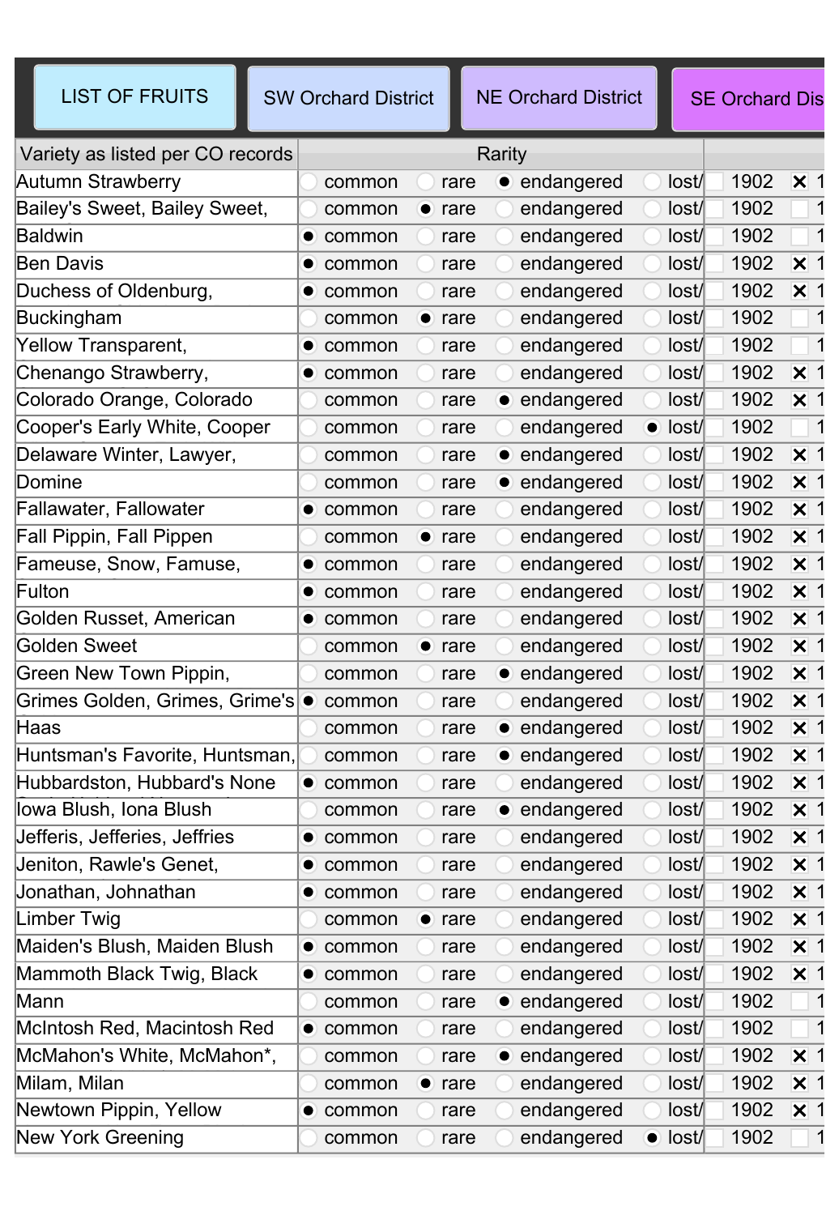| LIST OF FRUITS | SW Orchard District | NE Orchard District | SE Orchard Dis |
|---|---|---|---|

| Variety as listed per CO records | Rarity | | | | | |
|---|---|---|---|---|---|---|
| Autumn Strawberry | ○ common | ○ rare | ● endangered | ○ lost/ | ☐ 1902 | ☒ 1 |
| Bailey's Sweet, Bailey Sweet, | ○ common | ● rare | ○ endangered | ○ lost/ | ☐ 1902 | ☐ 1 |
| Baldwin | ● common | ○ rare | ○ endangered | ○ lost/ | ☐ 1902 | ☐ 1 |
| Ben Davis | ● common | ○ rare | ○ endangered | ○ lost/ | ☐ 1902 | ☒ 1 |
| Duchess of Oldenburg, | ● common | ○ rare | ○ endangered | ○ lost/ | ☐ 1902 | ☒ 1 |
| Buckingham | ○ common | ● rare | ○ endangered | ○ lost/ | ☐ 1902 | ☐ 1 |
| Yellow Transparent, | ● common | ○ rare | ○ endangered | ○ lost/ | ☐ 1902 | ☐ 1 |
| Chenango Strawberry, | ● common | ○ rare | ○ endangered | ○ lost/ | ☐ 1902 | ☒ 1 |
| Colorado Orange, Colorado | ○ common | ○ rare | ● endangered | ○ lost/ | ☐ 1902 | ☒ 1 |
| Cooper's Early White, Cooper | ○ common | ○ rare | ○ endangered | ● lost/ | ☐ 1902 | ☐ 1 |
| Delaware Winter, Lawyer, | ○ common | ○ rare | ● endangered | ○ lost/ | ☐ 1902 | ☒ 1 |
| Domine | ○ common | ○ rare | ● endangered | ○ lost/ | ☐ 1902 | ☒ 1 |
| Fallawater, Fallowater | ● common | ○ rare | ○ endangered | ○ lost/ | ☐ 1902 | ☒ 1 |
| Fall Pippin, Fall Pippen | ○ common | ● rare | ○ endangered | ○ lost/ | ☐ 1902 | ☒ 1 |
| Fameuse, Snow, Famuse, | ● common | ○ rare | ○ endangered | ○ lost/ | ☐ 1902 | ☒ 1 |
| Fulton | ● common | ○ rare | ○ endangered | ○ lost/ | ☐ 1902 | ☒ 1 |
| Golden Russet, American | ● common | ○ rare | ○ endangered | ○ lost/ | ☐ 1902 | ☒ 1 |
| Golden Sweet | ○ common | ● rare | ○ endangered | ○ lost/ | ☐ 1902 | ☒ 1 |
| Green New Town Pippin, | ○ common | ○ rare | ● endangered | ○ lost/ | ☐ 1902 | ☒ 1 |
| Grimes Golden, Grimes, Grime's | ● common | ○ rare | ○ endangered | ○ lost/ | ☐ 1902 | ☒ 1 |
| Haas | ○ common | ○ rare | ● endangered | ○ lost/ | ☐ 1902 | ☒ 1 |
| Huntsman's Favorite, Huntsman, | ○ common | ○ rare | ● endangered | ○ lost/ | ☐ 1902 | ☒ 1 |
| Hubbardston, Hubbard's None | ● common | ○ rare | ○ endangered | ○ lost/ | ☐ 1902 | ☒ 1 |
| Iowa Blush, Iona Blush | ○ common | ○ rare | ● endangered | ○ lost/ | ☐ 1902 | ☒ 1 |
| Jefferis, Jefferies, Jeffries | ● common | ○ rare | ○ endangered | ○ lost/ | ☐ 1902 | ☒ 1 |
| Jeniton, Rawle's Genet, | ● common | ○ rare | ○ endangered | ○ lost/ | ☐ 1902 | ☒ 1 |
| Jonathan, Johnathan | ● common | ○ rare | ○ endangered | ○ lost/ | ☐ 1902 | ☒ 1 |
| Limber Twig | ○ common | ● rare | ○ endangered | ○ lost/ | ☐ 1902 | ☒ 1 |
| Maiden's Blush, Maiden Blush | ● common | ○ rare | ○ endangered | ○ lost/ | ☐ 1902 | ☒ 1 |
| Mammoth Black Twig, Black | ● common | ○ rare | ○ endangered | ○ lost/ | ☐ 1902 | ☒ 1 |
| Mann | ○ common | ○ rare | ● endangered | ○ lost/ | ☐ 1902 | ☐ 1 |
| McIntosh Red, Macintosh Red | ● common | ○ rare | ○ endangered | ○ lost/ | ☐ 1902 | ☐ 1 |
| McMahon's White, McMahon*, | ○ common | ○ rare | ● endangered | ○ lost/ | ☐ 1902 | ☒ 1 |
| Milam, Milan | ○ common | ● rare | ○ endangered | ○ lost/ | ☐ 1902 | ☒ 1 |
| Newtown Pippin, Yellow | ● common | ○ rare | ○ endangered | ○ lost/ | ☐ 1902 | ☒ 1 |
| New York Greening | ○ common | ○ rare | ○ endangered | ● lost/ | ☐ 1902 | ☐ 1 |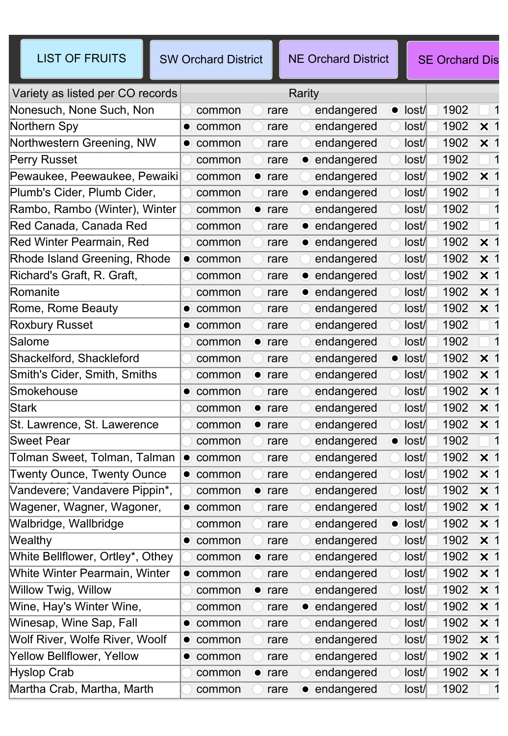| LIST OF FRUITS | SW Orchard District | NE Orchard District | SE Orchard Dis |
|---|---|---|---|

| Variety as listed per CO records | Rarity | | | | | |
|---|---|---|---|---|---|---|
| Nonesuch, None Such, Non | ○ common | ○ rare | ○ endangered | ● lost/ | 1902 | ☐ 1 |
| Northern Spy | ● common | ○ rare | ○ endangered | ○ lost/ | 1902 | ☒ 1 |
| Northwestern Greening, NW | ● common | ○ rare | ○ endangered | ○ lost/ | 1902 | ☒ 1 |
| Perry Russet | ○ common | ○ rare | ● endangered | ○ lost/ | 1902 | ☐ 1 |
| Pewaukee, Peewaukee, Pewaiki | ○ common | ● rare | ○ endangered | ○ lost/ | 1902 | ☒ 1 |
| Plumb's Cider, Plumb Cider, | ○ common | ○ rare | ● endangered | ○ lost/ | 1902 | ☐ 1 |
| Rambo, Rambo (Winter), Winter | ○ common | ● rare | ○ endangered | ○ lost/ | 1902 | ☐ 1 |
| Red Canada, Canada Red | ○ common | ○ rare | ● endangered | ○ lost/ | 1902 | ☐ 1 |
| Red Winter Pearmain, Red | ○ common | ○ rare | ● endangered | ○ lost/ | 1902 | ☒ 1 |
| Rhode Island Greening, Rhode | ● common | ○ rare | ○ endangered | ○ lost/ | 1902 | ☒ 1 |
| Richard's Graft, R. Graft, | ○ common | ○ rare | ● endangered | ○ lost/ | 1902 | ☒ 1 |
| Romanite | ○ common | ○ rare | ● endangered | ○ lost/ | 1902 | ☒ 1 |
| Rome, Rome Beauty | ● common | ○ rare | ○ endangered | ○ lost/ | 1902 | ☒ 1 |
| Roxbury Russet | ● common | ○ rare | ○ endangered | ○ lost/ | 1902 | ☐ 1 |
| Salome | ○ common | ● rare | ○ endangered | ○ lost/ | 1902 | ☐ 1 |
| Shackelford, Shackleford | ○ common | ○ rare | ○ endangered | ● lost/ | 1902 | ☒ 1 |
| Smith's Cider, Smith, Smiths | ○ common | ● rare | ○ endangered | ○ lost/ | 1902 | ☒ 1 |
| Smokehouse | ● common | ○ rare | ○ endangered | ○ lost/ | 1902 | ☒ 1 |
| Stark | ○ common | ● rare | ○ endangered | ○ lost/ | 1902 | ☒ 1 |
| St. Lawrence, St. Lawerence | ○ common | ● rare | ○ endangered | ○ lost/ | 1902 | ☒ 1 |
| Sweet Pear | ○ common | ○ rare | ○ endangered | ● lost/ | 1902 | ☐ 1 |
| Tolman Sweet, Tolman, Talman | ● common | ○ rare | ○ endangered | ○ lost/ | 1902 | ☒ 1 |
| Twenty Ounce, Twenty Ounce | ● common | ○ rare | ○ endangered | ○ lost/ | 1902 | ☒ 1 |
| Vandevere; Vandavere Pippin*, | ○ common | ● rare | ○ endangered | ○ lost/ | 1902 | ☒ 1 |
| Wagener, Wagner, Wagoner, | ● common | ○ rare | ○ endangered | ○ lost/ | 1902 | ☒ 1 |
| Walbridge, Wallbridge | ○ common | ○ rare | ○ endangered | ● lost/ | 1902 | ☒ 1 |
| Wealthy | ● common | ○ rare | ○ endangered | ○ lost/ | 1902 | ☒ 1 |
| White Bellflower, Ortley*, Othey | ○ common | ● rare | ○ endangered | ○ lost/ | 1902 | ☒ 1 |
| White Winter Pearmain, Winter | ● common | ○ rare | ○ endangered | ○ lost/ | 1902 | ☒ 1 |
| Willow Twig, Willow | ○ common | ● rare | ○ endangered | ○ lost/ | 1902 | ☒ 1 |
| Wine, Hay's Winter Wine, | ○ common | ○ rare | ● endangered | ○ lost/ | 1902 | ☒ 1 |
| Winesap, Wine Sap, Fall | ● common | ○ rare | ○ endangered | ○ lost/ | 1902 | ☒ 1 |
| Wolf River, Wolfe River, Woolf | ● common | ○ rare | ○ endangered | ○ lost/ | 1902 | ☒ 1 |
| Yellow Bellflower, Yellow | ● common | ○ rare | ○ endangered | ○ lost/ | 1902 | ☒ 1 |
| Hyslop Crab | ○ common | ● rare | ○ endangered | ○ lost/ | 1902 | ☒ 1 |
| Martha Crab, Martha, Marth | ○ common | ○ rare | ● endangered | ○ lost/ | 1902 | ☐ 1 |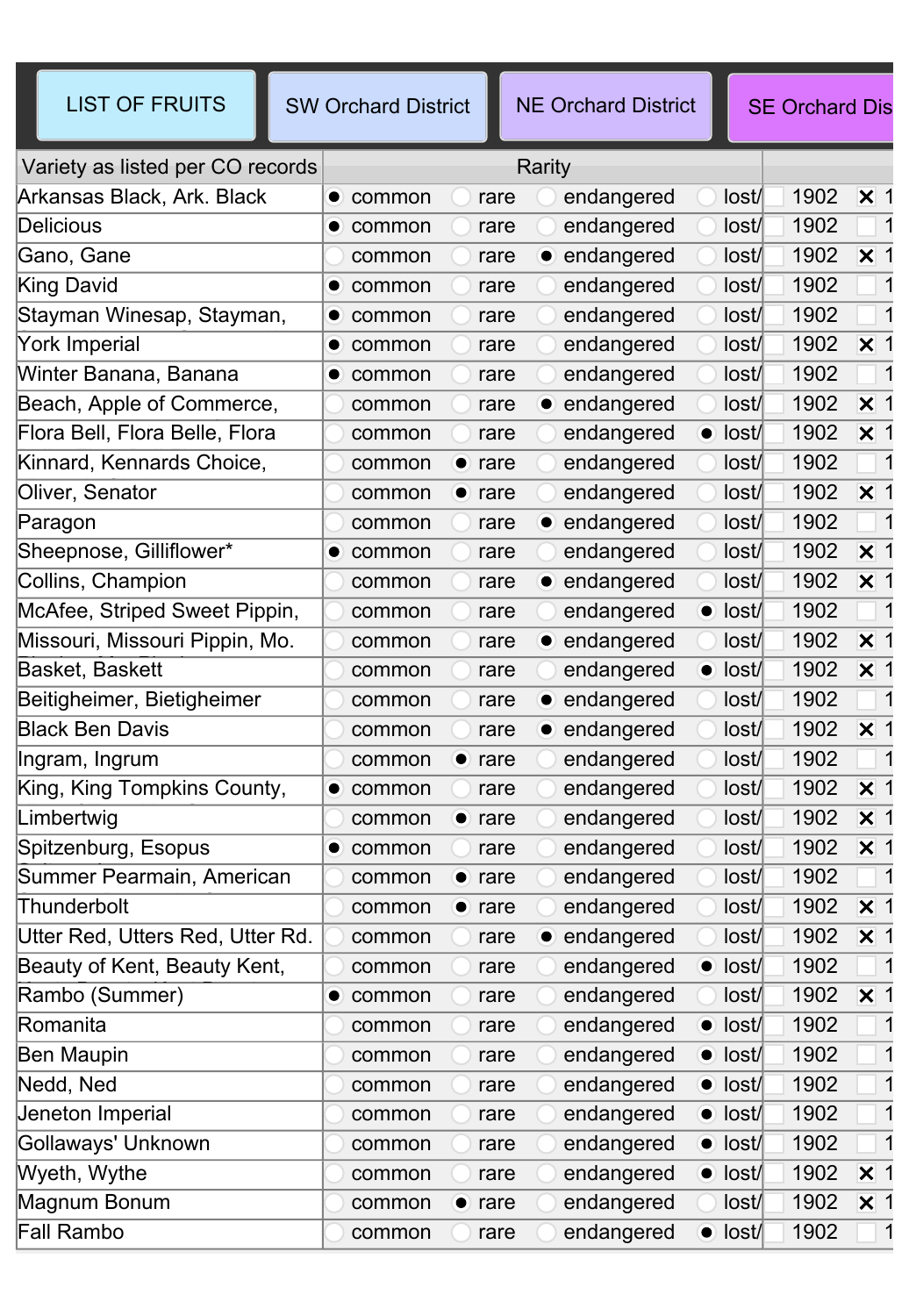| LIST OF FRUITS | SW Orchard District | NE Orchard District | SE Orchard Dis |
|---|---|---|---|

| Variety as listed per CO records | Rarity | | | | | |
|---|---|---|---|---|---|---|
| Arkansas Black, Ark. Black | ● common | ○ rare | ○ endangered | ○ lost/ | ☐ 1902 | ☒ 1 |
| Delicious | ● common | ○ rare | ○ endangered | ○ lost/ | ☐ 1902 | ☐ 1 |
| Gano, Gane | ○ common | ○ rare | ● endangered | ○ lost/ | ☐ 1902 | ☒ 1 |
| King David | ● common | ○ rare | ○ endangered | ○ lost/ | ☐ 1902 | ☐ 1 |
| Stayman Winesap, Stayman, | ● common | ○ rare | ○ endangered | ○ lost/ | ☐ 1902 | ☐ 1 |
| York Imperial | ● common | ○ rare | ○ endangered | ○ lost/ | ☐ 1902 | ☒ 1 |
| Winter Banana, Banana | ● common | ○ rare | ○ endangered | ○ lost/ | ☐ 1902 | ☐ 1 |
| Beach, Apple of Commerce, | ○ common | ○ rare | ● endangered | ○ lost/ | ☐ 1902 | ☒ 1 |
| Flora Bell, Flora Belle, Flora | ○ common | ○ rare | ○ endangered | ● lost/ | ☐ 1902 | ☒ 1 |
| Kinnard, Kennards Choice, | ○ common | ● rare | ○ endangered | ○ lost/ | ☐ 1902 | ☐ 1 |
| Oliver, Senator | ○ common | ● rare | ○ endangered | ○ lost/ | ☐ 1902 | ☒ 1 |
| Paragon | ○ common | ○ rare | ● endangered | ○ lost/ | ☐ 1902 | ☐ 1 |
| Sheepnose, Gilliflower* | ● common | ○ rare | ○ endangered | ○ lost/ | ☐ 1902 | ☒ 1 |
| Collins, Champion | ○ common | ○ rare | ● endangered | ○ lost/ | ☐ 1902 | ☒ 1 |
| McAfee, Striped Sweet Pippin, | ○ common | ○ rare | ○ endangered | ● lost/ | ☐ 1902 | ☐ 1 |
| Missouri, Missouri Pippin, Mo. | ○ common | ○ rare | ● endangered | ○ lost/ | ☐ 1902 | ☒ 1 |
| Basket, Baskett | ○ common | ○ rare | ○ endangered | ● lost/ | ☐ 1902 | ☒ 1 |
| Beitigheimer, Bietigheimer | ○ common | ○ rare | ● endangered | ○ lost/ | ☐ 1902 | ☐ 1 |
| Black Ben Davis | ○ common | ○ rare | ● endangered | ○ lost/ | ☐ 1902 | ☒ 1 |
| Ingram, Ingrum | ○ common | ● rare | ○ endangered | ○ lost/ | ☐ 1902 | ☐ 1 |
| King, King Tompkins County, | ● common | ○ rare | ○ endangered | ○ lost/ | ☐ 1902 | ☒ 1 |
| Limbertwig | ○ common | ● rare | ○ endangered | ○ lost/ | ☐ 1902 | ☒ 1 |
| Spitzenburg, Esopus | ● common | ○ rare | ○ endangered | ○ lost/ | ☐ 1902 | ☒ 1 |
| Summer Pearmain, American | ○ common | ● rare | ○ endangered | ○ lost/ | ☐ 1902 | ☐ 1 |
| Thunderbolt | ○ common | ● rare | ○ endangered | ○ lost/ | ☐ 1902 | ☒ 1 |
| Utter Red, Utters Red, Utter Rd. | ○ common | ○ rare | ● endangered | ○ lost/ | ☐ 1902 | ☒ 1 |
| Beauty of Kent, Beauty Kent, | ○ common | ○ rare | ○ endangered | ● lost/ | ☐ 1902 | ☐ 1 |
| Rambo (Summer) | ● common | ○ rare | ○ endangered | ○ lost/ | ☐ 1902 | ☒ 1 |
| Romanita | ○ common | ○ rare | ○ endangered | ● lost/ | ☐ 1902 | ☐ 1 |
| Ben Maupin | ○ common | ○ rare | ○ endangered | ● lost/ | ☐ 1902 | ☐ 1 |
| Nedd, Ned | ○ common | ○ rare | ○ endangered | ● lost/ | ☐ 1902 | ☐ 1 |
| Jeneton Imperial | ○ common | ○ rare | ○ endangered | ● lost/ | ☐ 1902 | ☐ 1 |
| Gollaways' Unknown | ○ common | ○ rare | ○ endangered | ● lost/ | ☐ 1902 | ☐ 1 |
| Wyeth, Wythe | ○ common | ○ rare | ○ endangered | ● lost/ | ☐ 1902 | ☒ 1 |
| Magnum Bonum | ○ common | ● rare | ○ endangered | ○ lost/ | ☐ 1902 | ☒ 1 |
| Fall Rambo | ○ common | ○ rare | ○ endangered | ● lost/ | ☐ 1902 | ☐ 1 |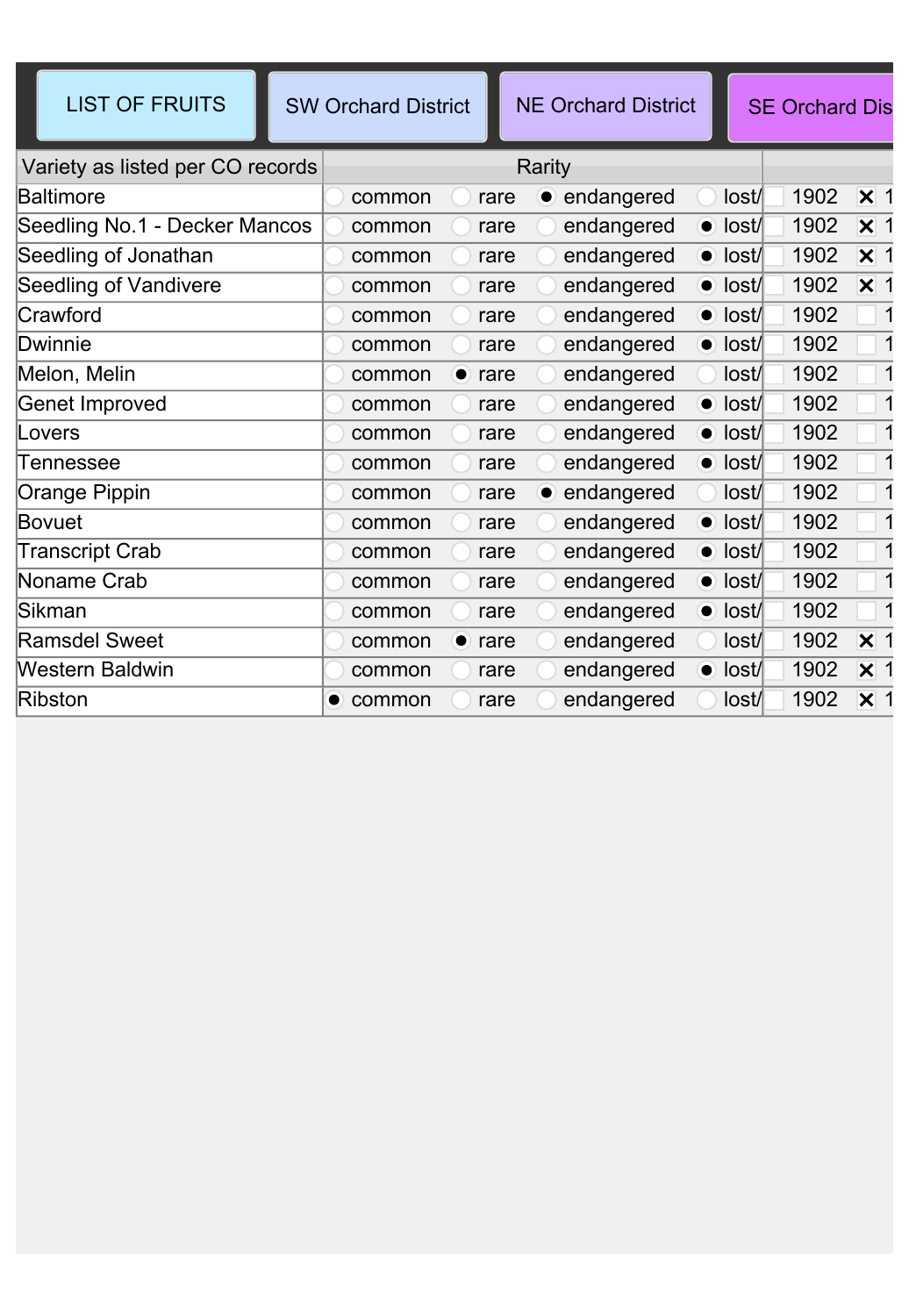| LIST OF FRUITS | SW Orchard District | NE Orchard District | SE Orchard Dis |
|---|---|---|---|

| Variety as listed per CO records | Rarity | | | | | | |
|---|---|---|---|---|---|---|---|
| Baltimore | ○ common | ○ rare | ● endangered | ○ lost/ | ☐ 1902 | ☒ 1 |
| Seedling No.1 - Decker Mancos | ○ common | ○ rare | ○ endangered | ● lost/ | ☐ 1902 | ☒ 1 |
| Seedling of Jonathan | ○ common | ○ rare | ○ endangered | ● lost/ | ☐ 1902 | ☒ 1 |
| Seedling of Vandivere | ○ common | ○ rare | ○ endangered | ● lost/ | ☐ 1902 | ☒ 1 |
| Crawford | ○ common | ○ rare | ○ endangered | ● lost/ | ☐ 1902 | ☐ 1 |
| Dwinnie | ○ common | ○ rare | ○ endangered | ● lost/ | ☐ 1902 | ☐ 1 |
| Melon, Melin | ○ common | ● rare | ○ endangered | ○ lost/ | ☐ 1902 | ☐ 1 |
| Genet Improved | ○ common | ○ rare | ○ endangered | ● lost/ | ☐ 1902 | ☐ 1 |
| Lovers | ○ common | ○ rare | ○ endangered | ● lost/ | ☐ 1902 | ☐ 1 |
| Tennessee | ○ common | ○ rare | ○ endangered | ● lost/ | ☐ 1902 | ☐ 1 |
| Orange Pippin | ○ common | ○ rare | ● endangered | ○ lost/ | ☐ 1902 | ☐ 1 |
| Bovuet | ○ common | ○ rare | ○ endangered | ● lost/ | ☐ 1902 | ☐ 1 |
| Transcript Crab | ○ common | ○ rare | ○ endangered | ● lost/ | ☐ 1902 | ☐ 1 |
| Noname Crab | ○ common | ○ rare | ○ endangered | ● lost/ | ☐ 1902 | ☐ 1 |
| Sikman | ○ common | ○ rare | ○ endangered | ● lost/ | ☐ 1902 | ☐ 1 |
| Ramsdel Sweet | ○ common | ● rare | ○ endangered | ○ lost/ | ☐ 1902 | ☒ 1 |
| Western Baldwin | ○ common | ○ rare | ○ endangered | ● lost/ | ☐ 1902 | ☒ 1 |
| Ribston | ● common | ○ rare | ○ endangered | ○ lost/ | ☐ 1902 | ☒ 1 |